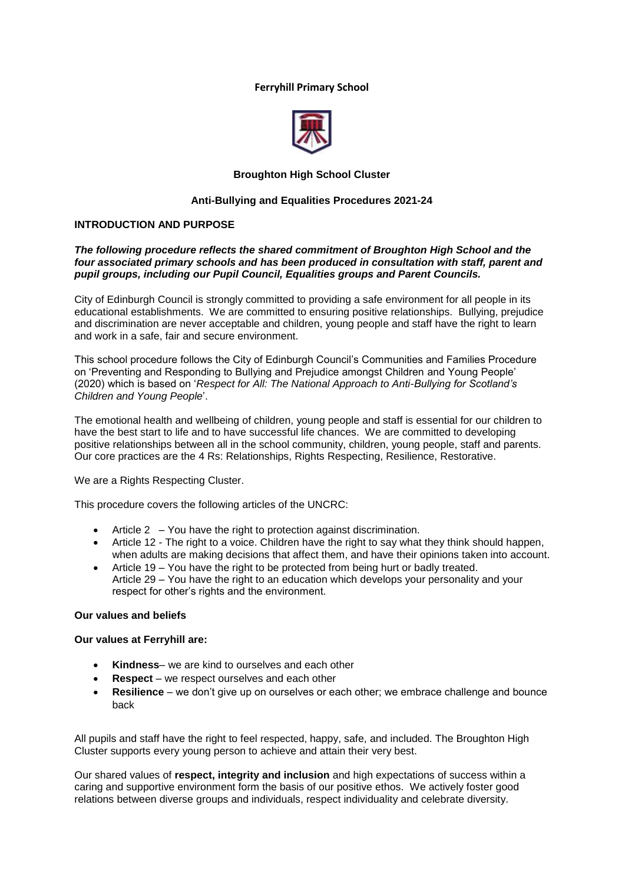**Ferryhill Primary School**

**Broughton High School Cluster**

**Anti-Bullying and Equalities Procedures 2021-24**

## INTRODUCTION AND PURPOSE

***The following procedure reflects the shared commitment of Broughton High School and the four associated primary schools and has been produced in consultation with staff, parent and pupil groups, including our Pupil Council, Equalities groups and Parent Councils.***

City of Edinburgh Council is strongly committed to providing a safe environment for all people in its educational establishments. We are committed to ensuring positive relationships. Bullying, prejudice and discrimination are never acceptable and children, young people and staff have the right to learn and work in a safe, fair and secure environment.

This school procedure follows the City of Edinburgh Council's Communities and Families Procedure on 'Preventing and Responding to Bullying and Prejudice amongst Children and Young People' (2020) which is based on '*Respect for All: The National Approach to Anti-Bullying for Scotland's Children and Young People*'.

The emotional health and wellbeing of children, young people and staff is essential for our children to have the best start to life and to have successful life chances. We are committed to developing positive relationships between all in the school community, children, young people, staff and parents. Our core practices are the 4 Rs: Relationships, Rights Respecting, Resilience, Restorative.

We are a Rights Respecting Cluster.

This procedure covers the following articles of the UNCRC:

- Article 2 – You have the right to protection against discrimination.
- Article 12 - The right to a voice. Children have the right to say what they think should happen, when adults are making decisions that affect them, and have their opinions taken into account.
- Article 19 – You have the right to be protected from being hurt or badly treated.
  Article 29 – You have the right to an education which develops your personality and your respect for other's rights and the environment.

**Our values and beliefs**

**Our values at Ferryhill are:**

- **Kindness**– we are kind to ourselves and each other
- **Respect** – we respect ourselves and each other
- **Resilience** – we don't give up on ourselves or each other; we embrace challenge and bounce back

All pupils and staff have the right to feel respected, happy, safe, and included. The Broughton High Cluster supports every young person to achieve and attain their very best.

Our shared values of **respect, integrity and inclusion** and high expectations of success within a caring and supportive environment form the basis of our positive ethos. We actively foster good relations between diverse groups and individuals, respect individuality and celebrate diversity.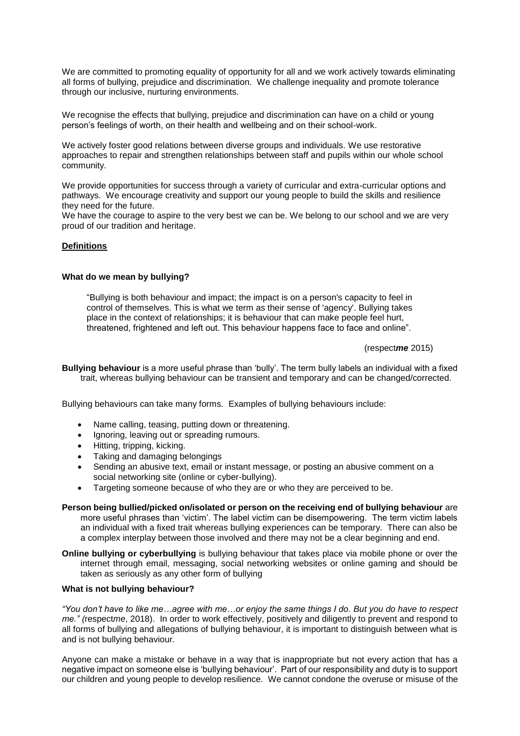We are committed to promoting equality of opportunity for all and we work actively towards eliminating all forms of bullying, prejudice and discrimination. We challenge inequality and promote tolerance through our inclusive, nurturing environments.

We recognise the effects that bullying, prejudice and discrimination can have on a child or young person's feelings of worth, on their health and wellbeing and on their school-work.

We actively foster good relations between diverse groups and individuals. We use restorative approaches to repair and strengthen relationships between staff and pupils within our whole school community.

We provide opportunities for success through a variety of curricular and extra-curricular options and pathways. We encourage creativity and support our young people to build the skills and resilience they need for the future.

We have the courage to aspire to the very best we can be. We belong to our school and we are very proud of our tradition and heritage.

## Definitions

### What do we mean by bullying?

> "Bullying is both behaviour and impact; the impact is on a person's capacity to feel in control of themselves. This is what we term as their sense of 'agency'. Bullying takes place in the context of relationships; it is behaviour that can make people feel hurt, threatened, frightened and left out. This behaviour happens face to face and online".
>
> (respect***me*** 2015)

**Bullying behaviour** is a more useful phrase than 'bully'. The term bully labels an individual with a fixed trait, whereas bullying behaviour can be transient and temporary and can be changed/corrected.

Bullying behaviours can take many forms. Examples of bullying behaviours include:

- Name calling, teasing, putting down or threatening.
- Ignoring, leaving out or spreading rumours.
- Hitting, tripping, kicking.
- Taking and damaging belongings
- Sending an abusive text, email or instant message, or posting an abusive comment on a social networking site (online or cyber-bullying).
- Targeting someone because of who they are or who they are perceived to be.

**Person being bullied/picked on/isolated or person on the receiving end of bullying behaviour** are more useful phrases than 'victim'. The label victim can be disempowering. The term victim labels an individual with a fixed trait whereas bullying experiences can be temporary. There can also be a complex interplay between those involved and there may not be a clear beginning and end.

**Online bullying or cyberbullying** is bullying behaviour that takes place via mobile phone or over the internet through email, messaging, social networking websites or online gaming and should be taken as seriously as any other form of bullying

### What is not bullying behaviour?

*"You don't have to like me…agree with me…or enjoy the same things I do. But you do have to respect me." (*respect*me*, 2018). In order to work effectively, positively and diligently to prevent and respond to all forms of bullying and allegations of bullying behaviour, it is important to distinguish between what is and is not bullying behaviour.

Anyone can make a mistake or behave in a way that is inappropriate but not every action that has a negative impact on someone else is 'bullying behaviour'. Part of our responsibility and duty is to support our children and young people to develop resilience. We cannot condone the overuse or misuse of the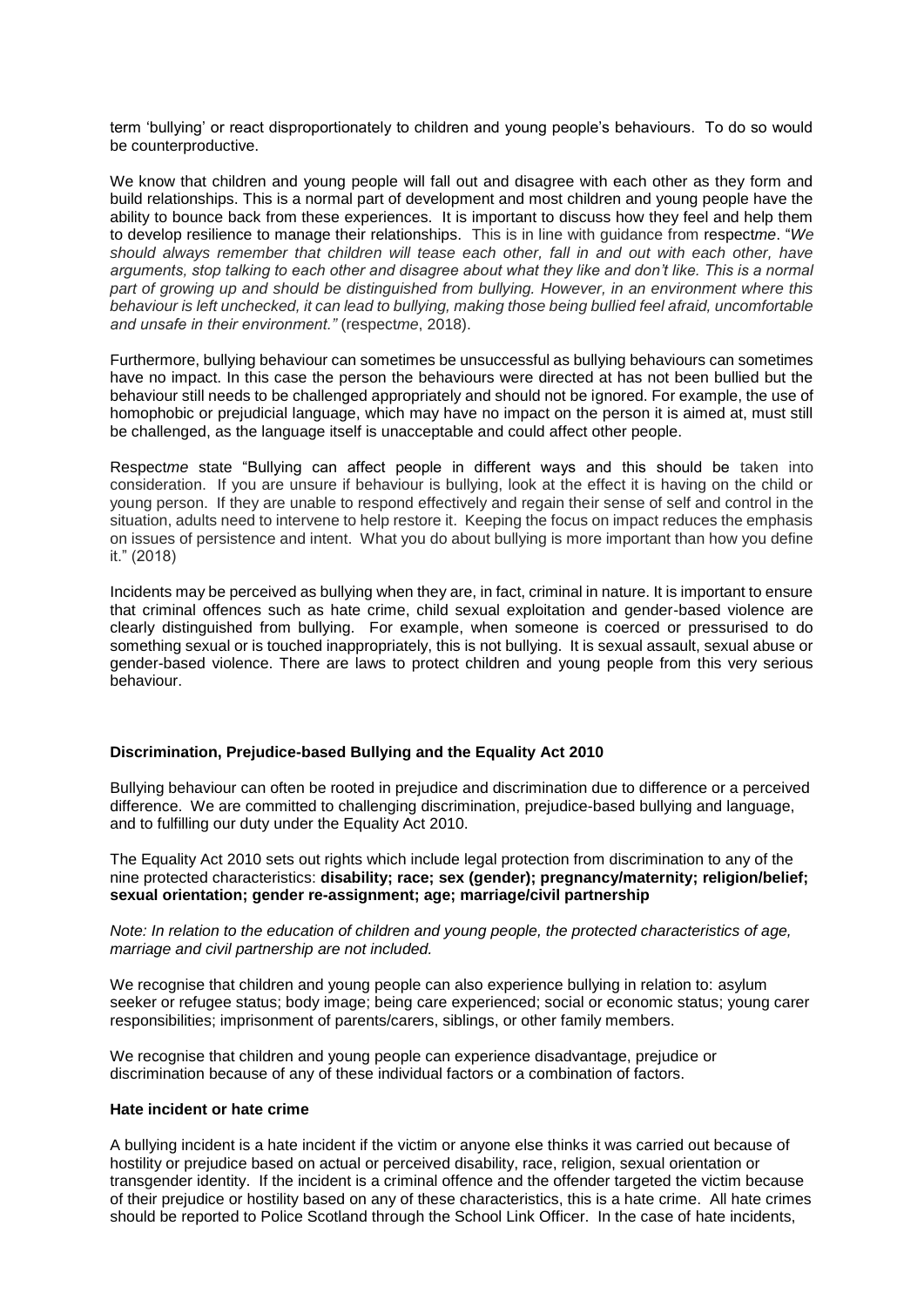term 'bullying' or react disproportionately to children and young people's behaviours. To do so would be counterproductive.

We know that children and young people will fall out and disagree with each other as they form and build relationships. This is a normal part of development and most children and young people have the ability to bounce back from these experiences. It is important to discuss how they feel and help them to develop resilience to manage their relationships. This is in line with guidance from respect*me*. "*We should always remember that children will tease each other, fall in and out with each other, have arguments, stop talking to each other and disagree about what they like and don't like. This is a normal part of growing up and should be distinguished from bullying. However, in an environment where this behaviour is left unchecked, it can lead to bullying, making those being bullied feel afraid, uncomfortable and unsafe in their environment."* (respect*me*, 2018).

Furthermore, bullying behaviour can sometimes be unsuccessful as bullying behaviours can sometimes have no impact. In this case the person the behaviours were directed at has not been bullied but the behaviour still needs to be challenged appropriately and should not be ignored. For example, the use of homophobic or prejudicial language, which may have no impact on the person it is aimed at, must still be challenged, as the language itself is unacceptable and could affect other people.

Respect*me* state "Bullying can affect people in different ways and this should be taken into consideration. If you are unsure if behaviour is bullying, look at the effect it is having on the child or young person. If they are unable to respond effectively and regain their sense of self and control in the situation, adults need to intervene to help restore it. Keeping the focus on impact reduces the emphasis on issues of persistence and intent. What you do about bullying is more important than how you define it." (2018)

Incidents may be perceived as bullying when they are, in fact, criminal in nature. It is important to ensure that criminal offences such as hate crime, child sexual exploitation and gender-based violence are clearly distinguished from bullying. For example, when someone is coerced or pressurised to do something sexual or is touched inappropriately, this is not bullying. It is sexual assault, sexual abuse or gender-based violence. There are laws to protect children and young people from this very serious behaviour.

**Discrimination, Prejudice-based Bullying and the Equality Act 2010**

Bullying behaviour can often be rooted in prejudice and discrimination due to difference or a perceived difference. We are committed to challenging discrimination, prejudice-based bullying and language, and to fulfilling our duty under the Equality Act 2010.

The Equality Act 2010 sets out rights which include legal protection from discrimination to any of the nine protected characteristics: **disability; race; sex (gender); pregnancy/maternity; religion/belief; sexual orientation; gender re-assignment; age; marriage/civil partnership**

*Note: In relation to the education of children and young people, the protected characteristics of age, marriage and civil partnership are not included.*

We recognise that children and young people can also experience bullying in relation to: asylum seeker or refugee status; body image; being care experienced; social or economic status; young carer responsibilities; imprisonment of parents/carers, siblings, or other family members.

We recognise that children and young people can experience disadvantage, prejudice or discrimination because of any of these individual factors or a combination of factors.

**Hate incident or hate crime**

A bullying incident is a hate incident if the victim or anyone else thinks it was carried out because of hostility or prejudice based on actual or perceived disability, race, religion, sexual orientation or transgender identity. If the incident is a criminal offence and the offender targeted the victim because of their prejudice or hostility based on any of these characteristics, this is a hate crime. All hate crimes should be reported to Police Scotland through the School Link Officer. In the case of hate incidents,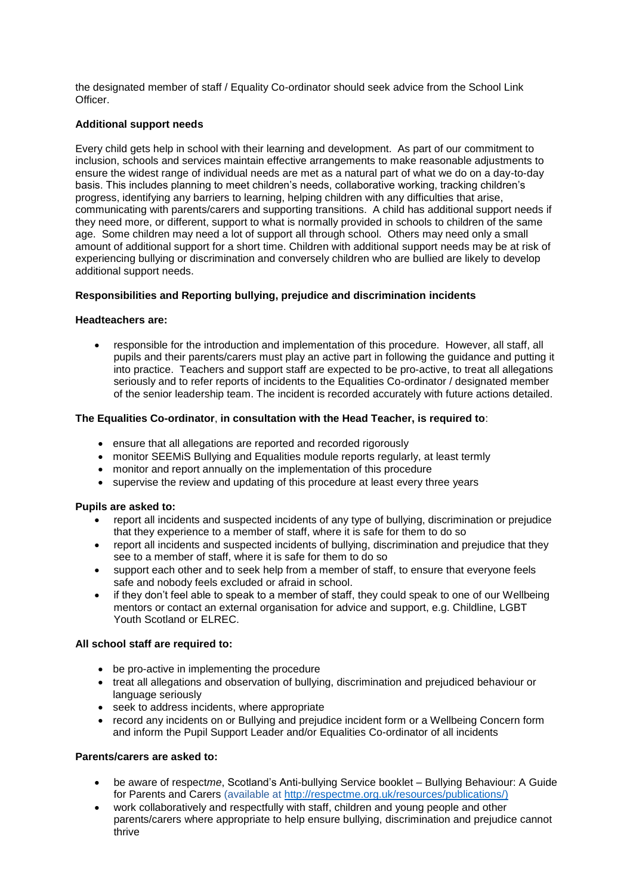the designated member of staff / Equality Co-ordinator should seek advice from the School Link Officer.

**Additional support needs**

Every child gets help in school with their learning and development. As part of our commitment to inclusion, schools and services maintain effective arrangements to make reasonable adjustments to ensure the widest range of individual needs are met as a natural part of what we do on a day-to-day basis. This includes planning to meet children's needs, collaborative working, tracking children's progress, identifying any barriers to learning, helping children with any difficulties that arise, communicating with parents/carers and supporting transitions. A child has additional support needs if they need more, or different, support to what is normally provided in schools to children of the same age. Some children may need a lot of support all through school. Others may need only a small amount of additional support for a short time. Children with additional support needs may be at risk of experiencing bullying or discrimination and conversely children who are bullied are likely to develop additional support needs.

**Responsibilities and Reporting bullying, prejudice and discrimination incidents**

**Headteachers are:**

- responsible for the introduction and implementation of this procedure. However, all staff, all pupils and their parents/carers must play an active part in following the guidance and putting it into practice. Teachers and support staff are expected to be pro-active, to treat all allegations seriously and to refer reports of incidents to the Equalities Co-ordinator / designated member of the senior leadership team. The incident is recorded accurately with future actions detailed.

**The Equalities Co-ordinator**, **in consultation with the Head Teacher, is required to**:

- ensure that all allegations are reported and recorded rigorously
- monitor SEEMiS Bullying and Equalities module reports regularly, at least termly
- monitor and report annually on the implementation of this procedure
- supervise the review and updating of this procedure at least every three years

**Pupils are asked to:**

- report all incidents and suspected incidents of any type of bullying, discrimination or prejudice that they experience to a member of staff, where it is safe for them to do so
- report all incidents and suspected incidents of bullying, discrimination and prejudice that they see to a member of staff, where it is safe for them to do so
- support each other and to seek help from a member of staff, to ensure that everyone feels safe and nobody feels excluded or afraid in school.
- if they don't feel able to speak to a member of staff, they could speak to one of our Wellbeing mentors or contact an external organisation for advice and support, e.g. Childline, LGBT Youth Scotland or ELREC.

**All school staff are required to:**

- be pro-active in implementing the procedure
- treat all allegations and observation of bullying, discrimination and prejudiced behaviour or language seriously
- seek to address incidents, where appropriate
- record any incidents on or Bullying and prejudice incident form or a Wellbeing Concern form and inform the Pupil Support Leader and/or Equalities Co-ordinator of all incidents

**Parents/carers are asked to:**

- be aware of respect*me*, Scotland's Anti-bullying Service booklet – Bullying Behaviour: A Guide for Parents and Carers (available at http://respectme.org.uk/resources/publications/)
- work collaboratively and respectfully with staff, children and young people and other parents/carers where appropriate to help ensure bullying, discrimination and prejudice cannot thrive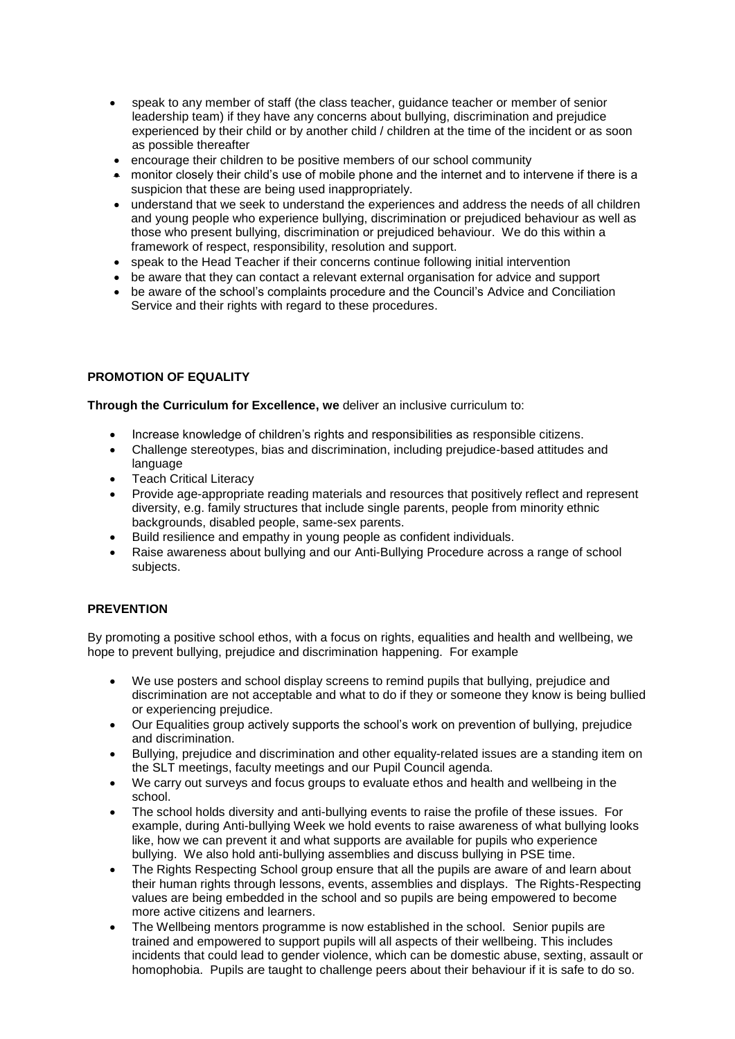- speak to any member of staff (the class teacher, guidance teacher or member of senior leadership team) if they have any concerns about bullying, discrimination and prejudice experienced by their child or by another child / children at the time of the incident or as soon as possible thereafter
- encourage their children to be positive members of our school community
- monitor closely their child's use of mobile phone and the internet and to intervene if there is a suspicion that these are being used inappropriately.
- understand that we seek to understand the experiences and address the needs of all children and young people who experience bullying, discrimination or prejudiced behaviour as well as those who present bullying, discrimination or prejudiced behaviour. We do this within a framework of respect, responsibility, resolution and support.
- speak to the Head Teacher if their concerns continue following initial intervention
- be aware that they can contact a relevant external organisation for advice and support
- be aware of the school's complaints procedure and the Council's Advice and Conciliation Service and their rights with regard to these procedures.

**PROMOTION OF EQUALITY**

**Through the Curriculum for Excellence, we** deliver an inclusive curriculum to:

- Increase knowledge of children's rights and responsibilities as responsible citizens.
- Challenge stereotypes, bias and discrimination, including prejudice-based attitudes and language
- Teach Critical Literacy
- Provide age-appropriate reading materials and resources that positively reflect and represent diversity, e.g. family structures that include single parents, people from minority ethnic backgrounds, disabled people, same-sex parents.
- Build resilience and empathy in young people as confident individuals.
- Raise awareness about bullying and our Anti-Bullying Procedure across a range of school subjects.

**PREVENTION**

By promoting a positive school ethos, with a focus on rights, equalities and health and wellbeing, we hope to prevent bullying, prejudice and discrimination happening. For example

- We use posters and school display screens to remind pupils that bullying, prejudice and discrimination are not acceptable and what to do if they or someone they know is being bullied or experiencing prejudice.
- Our Equalities group actively supports the school's work on prevention of bullying, prejudice and discrimination.
- Bullying, prejudice and discrimination and other equality-related issues are a standing item on the SLT meetings, faculty meetings and our Pupil Council agenda.
- We carry out surveys and focus groups to evaluate ethos and health and wellbeing in the school.
- The school holds diversity and anti-bullying events to raise the profile of these issues. For example, during Anti-bullying Week we hold events to raise awareness of what bullying looks like, how we can prevent it and what supports are available for pupils who experience bullying. We also hold anti-bullying assemblies and discuss bullying in PSE time.
- The Rights Respecting School group ensure that all the pupils are aware of and learn about their human rights through lessons, events, assemblies and displays. The Rights-Respecting values are being embedded in the school and so pupils are being empowered to become more active citizens and learners.
- The Wellbeing mentors programme is now established in the school. Senior pupils are trained and empowered to support pupils will all aspects of their wellbeing. This includes incidents that could lead to gender violence, which can be domestic abuse, sexting, assault or homophobia. Pupils are taught to challenge peers about their behaviour if it is safe to do so.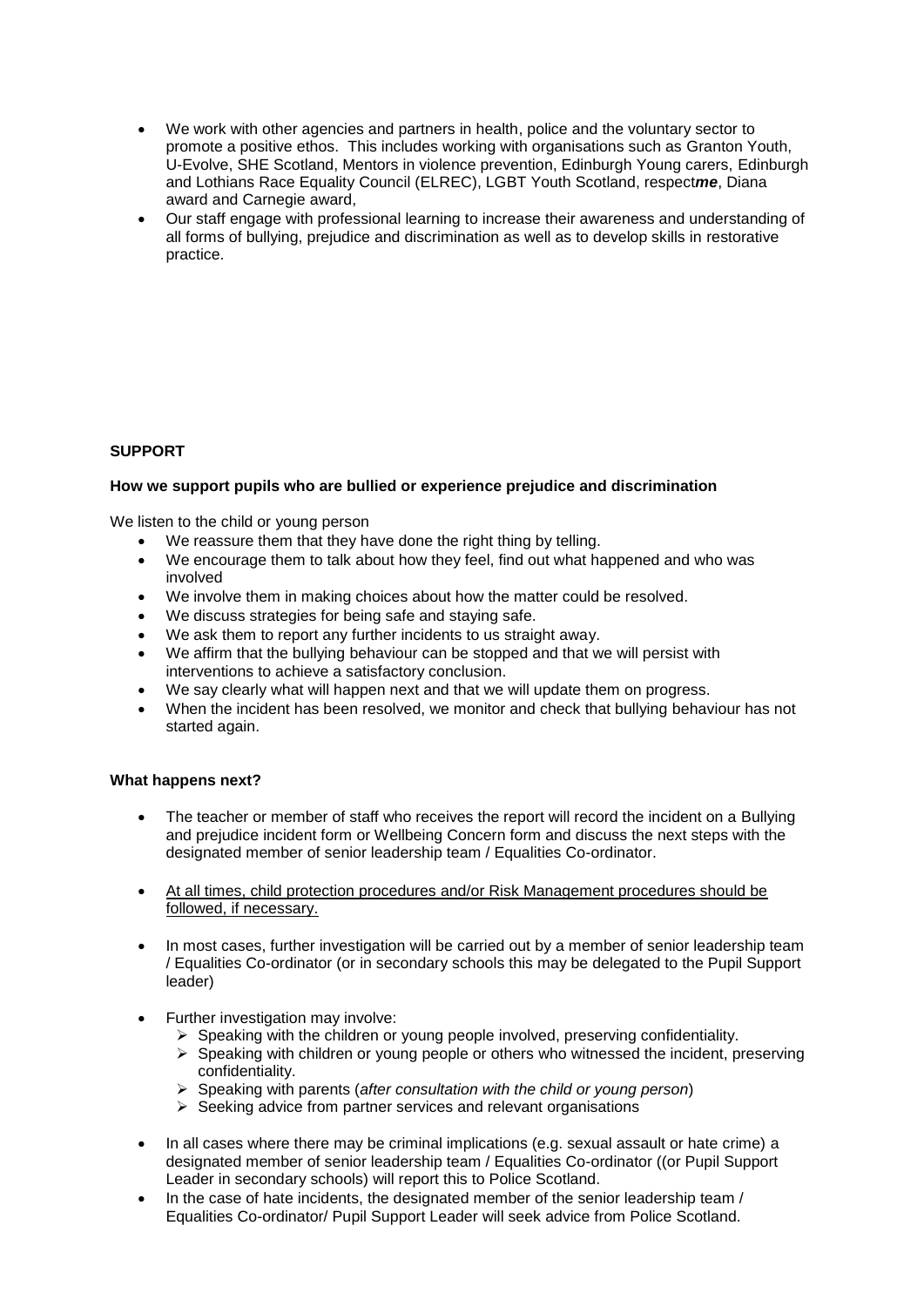- We work with other agencies and partners in health, police and the voluntary sector to promote a positive ethos. This includes working with organisations such as Granton Youth, U-Evolve, SHE Scotland, Mentors in violence prevention, Edinburgh Young carers, Edinburgh and Lothians Race Equality Council (ELREC), LGBT Youth Scotland, respect***me***, Diana award and Carnegie award,
- Our staff engage with professional learning to increase their awareness and understanding of all forms of bullying, prejudice and discrimination as well as to develop skills in restorative practice.

**SUPPORT**

**How we support pupils who are bullied or experience prejudice and discrimination**

We listen to the child or young person

- We reassure them that they have done the right thing by telling.
- We encourage them to talk about how they feel, find out what happened and who was involved
- We involve them in making choices about how the matter could be resolved.
- We discuss strategies for being safe and staying safe.
- We ask them to report any further incidents to us straight away.
- We affirm that the bullying behaviour can be stopped and that we will persist with interventions to achieve a satisfactory conclusion.
- We say clearly what will happen next and that we will update them on progress.
- When the incident has been resolved, we monitor and check that bullying behaviour has not started again.

**What happens next?**

- The teacher or member of staff who receives the report will record the incident on a Bullying and prejudice incident form or Wellbeing Concern form and discuss the next steps with the designated member of senior leadership team / Equalities Co-ordinator.
- <u>At all times, child protection procedures and/or Risk Management procedures should be followed, if necessary.</u>
- In most cases, further investigation will be carried out by a member of senior leadership team / Equalities Co-ordinator (or in secondary schools this may be delegated to the Pupil Support leader)
- Further investigation may involve:
  - Speaking with the children or young people involved, preserving confidentiality.
  - Speaking with children or young people or others who witnessed the incident, preserving confidentiality.
  - Speaking with parents (*after consultation with the child or young person*)
  - Seeking advice from partner services and relevant organisations
- In all cases where there may be criminal implications (e.g. sexual assault or hate crime) a designated member of senior leadership team / Equalities Co-ordinator ((or Pupil Support Leader in secondary schools) will report this to Police Scotland.
- In the case of hate incidents, the designated member of the senior leadership team / Equalities Co-ordinator/ Pupil Support Leader will seek advice from Police Scotland.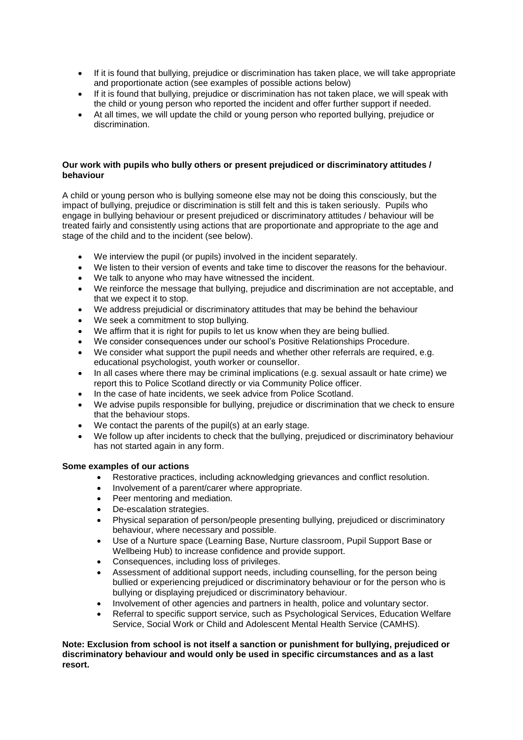- If it is found that bullying, prejudice or discrimination has taken place, we will take appropriate and proportionate action (see examples of possible actions below)
- If it is found that bullying, prejudice or discrimination has not taken place, we will speak with the child or young person who reported the incident and offer further support if needed.
- At all times, we will update the child or young person who reported bullying, prejudice or discrimination.

**Our work with pupils who bully others or present prejudiced or discriminatory attitudes / behaviour**

A child or young person who is bullying someone else may not be doing this consciously, but the impact of bullying, prejudice or discrimination is still felt and this is taken seriously. Pupils who engage in bullying behaviour or present prejudiced or discriminatory attitudes / behaviour will be treated fairly and consistently using actions that are proportionate and appropriate to the age and stage of the child and to the incident (see below).

- We interview the pupil (or pupils) involved in the incident separately.
- We listen to their version of events and take time to discover the reasons for the behaviour.
- We talk to anyone who may have witnessed the incident.
- We reinforce the message that bullying, prejudice and discrimination are not acceptable, and that we expect it to stop.
- We address prejudicial or discriminatory attitudes that may be behind the behaviour
- We seek a commitment to stop bullying.
- We affirm that it is right for pupils to let us know when they are being bullied.
- We consider consequences under our school's Positive Relationships Procedure.
- We consider what support the pupil needs and whether other referrals are required, e.g. educational psychologist, youth worker or counsellor.
- In all cases where there may be criminal implications (e.g. sexual assault or hate crime) we report this to Police Scotland directly or via Community Police officer.
- In the case of hate incidents, we seek advice from Police Scotland.
- We advise pupils responsible for bullying, prejudice or discrimination that we check to ensure that the behaviour stops.
- We contact the parents of the pupil(s) at an early stage.
- We follow up after incidents to check that the bullying, prejudiced or discriminatory behaviour has not started again in any form.

**Some examples of our actions**

- Restorative practices, including acknowledging grievances and conflict resolution.
- Involvement of a parent/carer where appropriate.
- Peer mentoring and mediation.
- De-escalation strategies.
- Physical separation of person/people presenting bullying, prejudiced or discriminatory behaviour, where necessary and possible.
- Use of a Nurture space (Learning Base, Nurture classroom, Pupil Support Base or Wellbeing Hub) to increase confidence and provide support.
- Consequences, including loss of privileges.
- Assessment of additional support needs, including counselling, for the person being bullied or experiencing prejudiced or discriminatory behaviour or for the person who is bullying or displaying prejudiced or discriminatory behaviour.
- Involvement of other agencies and partners in health, police and voluntary sector.
- Referral to specific support service, such as Psychological Services, Education Welfare Service, Social Work or Child and Adolescent Mental Health Service (CAMHS).

**Note: Exclusion from school is not itself a sanction or punishment for bullying, prejudiced or discriminatory behaviour and would only be used in specific circumstances and as a last resort.**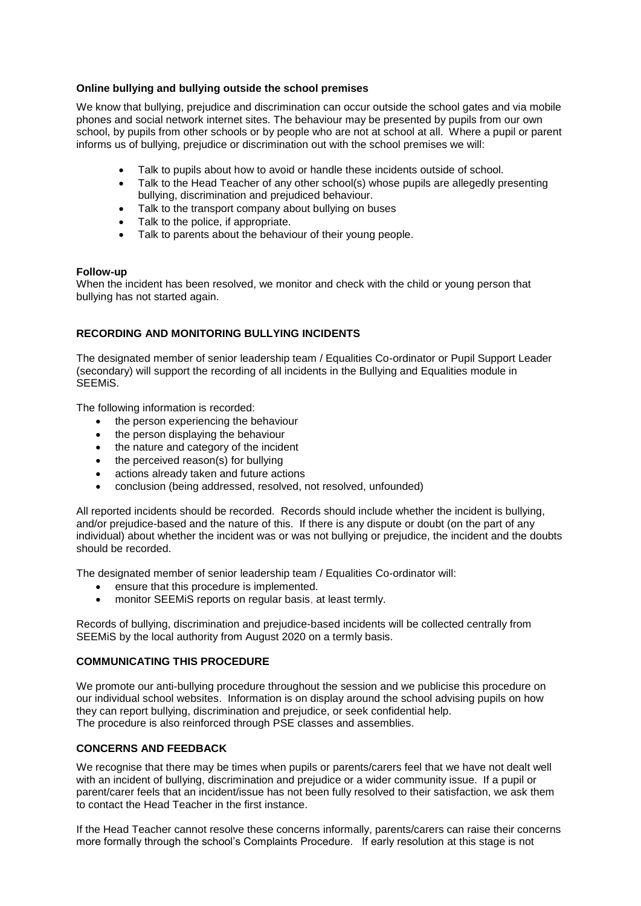**Online bullying and bullying outside the school premises**

We know that bullying, prejudice and discrimination can occur outside the school gates and via mobile phones and social network internet sites. The behaviour may be presented by pupils from our own school, by pupils from other schools or by people who are not at school at all. Where a pupil or parent informs us of bullying, prejudice or discrimination out with the school premises we will:

- Talk to pupils about how to avoid or handle these incidents outside of school.
- Talk to the Head Teacher of any other school(s) whose pupils are allegedly presenting bullying, discrimination and prejudiced behaviour.
- Talk to the transport company about bullying on buses
- Talk to the police, if appropriate.
- Talk to parents about the behaviour of their young people.

**Follow-up**

When the incident has been resolved, we monitor and check with the child or young person that bullying has not started again.

## RECORDING AND MONITORING BULLYING INCIDENTS

The designated member of senior leadership team / Equalities Co-ordinator or Pupil Support Leader (secondary) will support the recording of all incidents in the Bullying and Equalities module in SEEMiS.

The following information is recorded:

- the person experiencing the behaviour
- the person displaying the behaviour
- the nature and category of the incident
- the perceived reason(s) for bullying
- actions already taken and future actions
- conclusion (being addressed, resolved, not resolved, unfounded)

All reported incidents should be recorded. Records should include whether the incident is bullying, and/or prejudice-based and the nature of this. If there is any dispute or doubt (on the part of any individual) about whether the incident was or was not bullying or prejudice, the incident and the doubts should be recorded.

The designated member of senior leadership team / Equalities Co-ordinator will:

- ensure that this procedure is implemented.
- monitor SEEMiS reports on regular basis, at least termly.

Records of bullying, discrimination and prejudice-based incidents will be collected centrally from SEEMiS by the local authority from August 2020 on a termly basis.

## COMMUNICATING THIS PROCEDURE

We promote our anti-bullying procedure throughout the session and we publicise this procedure on our individual school websites. Information is on display around the school advising pupils on how they can report bullying, discrimination and prejudice, or seek confidential help.
The procedure is also reinforced through PSE classes and assemblies.

## CONCERNS AND FEEDBACK

We recognise that there may be times when pupils or parents/carers feel that we have not dealt well with an incident of bullying, discrimination and prejudice or a wider community issue. If a pupil or parent/carer feels that an incident/issue has not been fully resolved to their satisfaction, we ask them to contact the Head Teacher in the first instance.

If the Head Teacher cannot resolve these concerns informally, parents/carers can raise their concerns more formally through the school's Complaints Procedure. If early resolution at this stage is not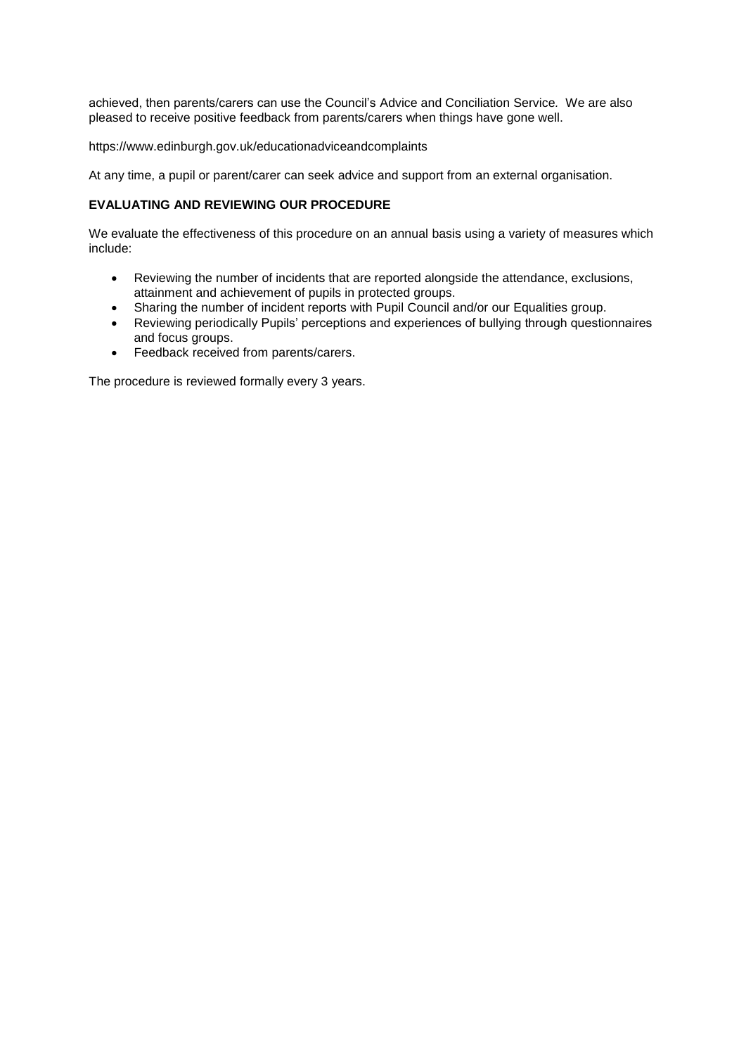achieved, then parents/carers can use the Council's Advice and Conciliation Service. We are also pleased to receive positive feedback from parents/carers when things have gone well.

https://www.edinburgh.gov.uk/educationadviceandcomplaints

At any time, a pupil or parent/carer can seek advice and support from an external organisation.

**EVALUATING AND REVIEWING OUR PROCEDURE**

We evaluate the effectiveness of this procedure on an annual basis using a variety of measures which include:

- Reviewing the number of incidents that are reported alongside the attendance, exclusions, attainment and achievement of pupils in protected groups.
- Sharing the number of incident reports with Pupil Council and/or our Equalities group.
- Reviewing periodically Pupils' perceptions and experiences of bullying through questionnaires and focus groups.
- Feedback received from parents/carers.

The procedure is reviewed formally every 3 years.